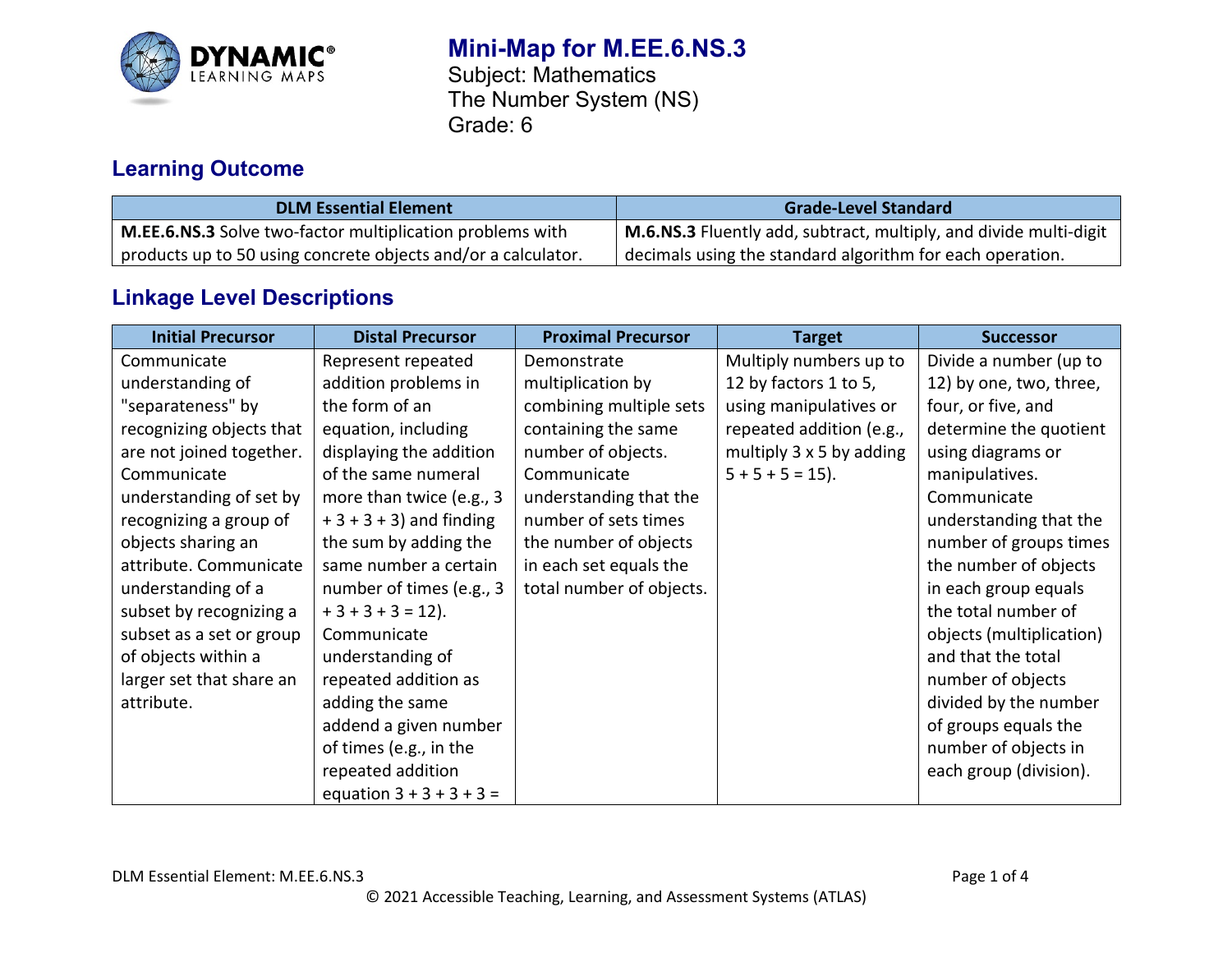# Mini-Map for M.EE.6.NS.3

Subject: Mathematics
The Number System (NS)
Grade: 6

## Learning Outcome

| DLM Essential Element | Grade-Level Standard |
|---|---|
| **M.EE.6.NS.3** Solve two-factor multiplication problems with products up to 50 using concrete objects and/or a calculator. | **M.6.NS.3** Fluently add, subtract, multiply, and divide multi-digit decimals using the standard algorithm for each operation. |

## Linkage Level Descriptions

| Initial Precursor | Distal Precursor | Proximal Precursor | Target | Successor |
|---|---|---|---|---|
| Communicate understanding of "separateness" by recognizing objects that are not joined together. Communicate understanding of set by recognizing a group of objects sharing an attribute. Communicate understanding of a subset by recognizing a subset as a set or group of objects within a larger set that share an attribute. | Represent repeated addition problems in the form of an equation, including displaying the addition of the same numeral more than twice (e.g., 3 + 3 + 3) and finding the sum by adding the same number a certain number of times (e.g., 3 + 3 + 3 + 3 = 12). Communicate understanding of repeated addition as adding the same addend a given number of times (e.g., in the repeated addition equation 3 + 3 + 3 + 3 = | Demonstrate multiplication by combining multiple sets containing the same number of objects. Communicate understanding that the number of sets times the number of objects in each set equals the total number of objects. | Multiply numbers up to 12 by factors 1 to 5, using manipulatives or repeated addition (e.g., multiply 3 x 5 by adding 5 + 5 + 5 = 15). | Divide a number (up to 12) by one, two, three, four, or five, and determine the quotient using diagrams or manipulatives. Communicate understanding that the number of groups times the number of objects in each group equals the total number of objects (multiplication) and that the total number of objects divided by the number of groups equals the number of objects in each group (division). |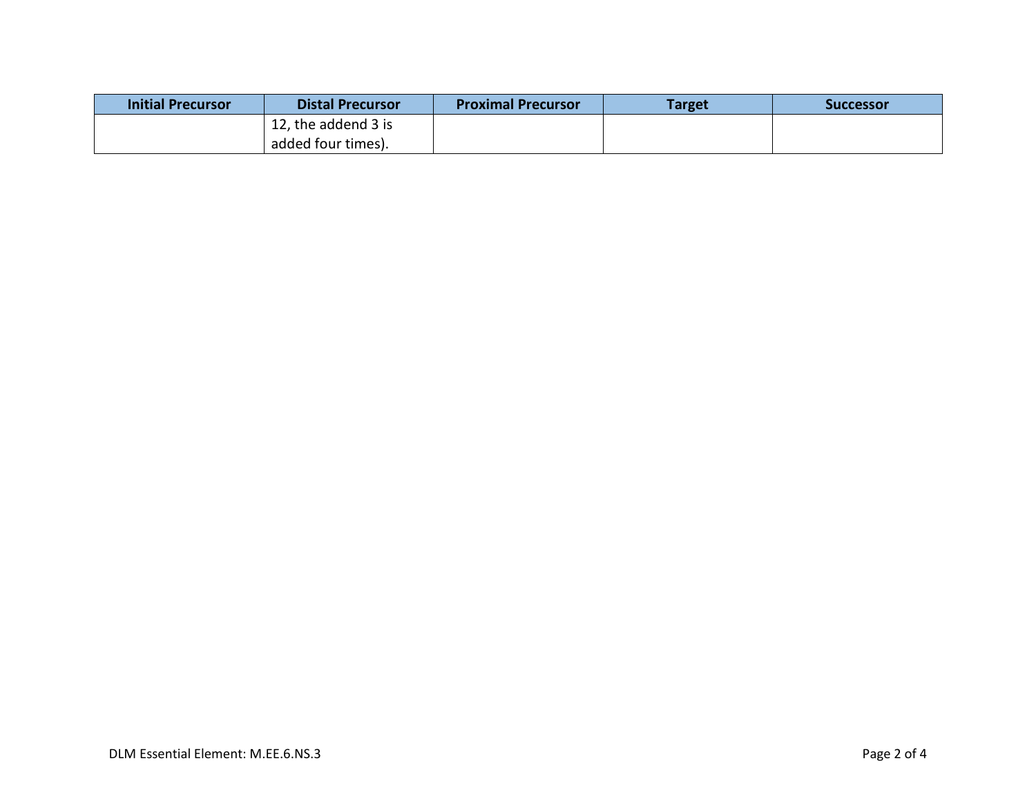| Initial Precursor | Distal Precursor | Proximal Precursor | Target | Successor |
| --- | --- | --- | --- | --- |
| | 12, the addend 3 is added four times). | | | |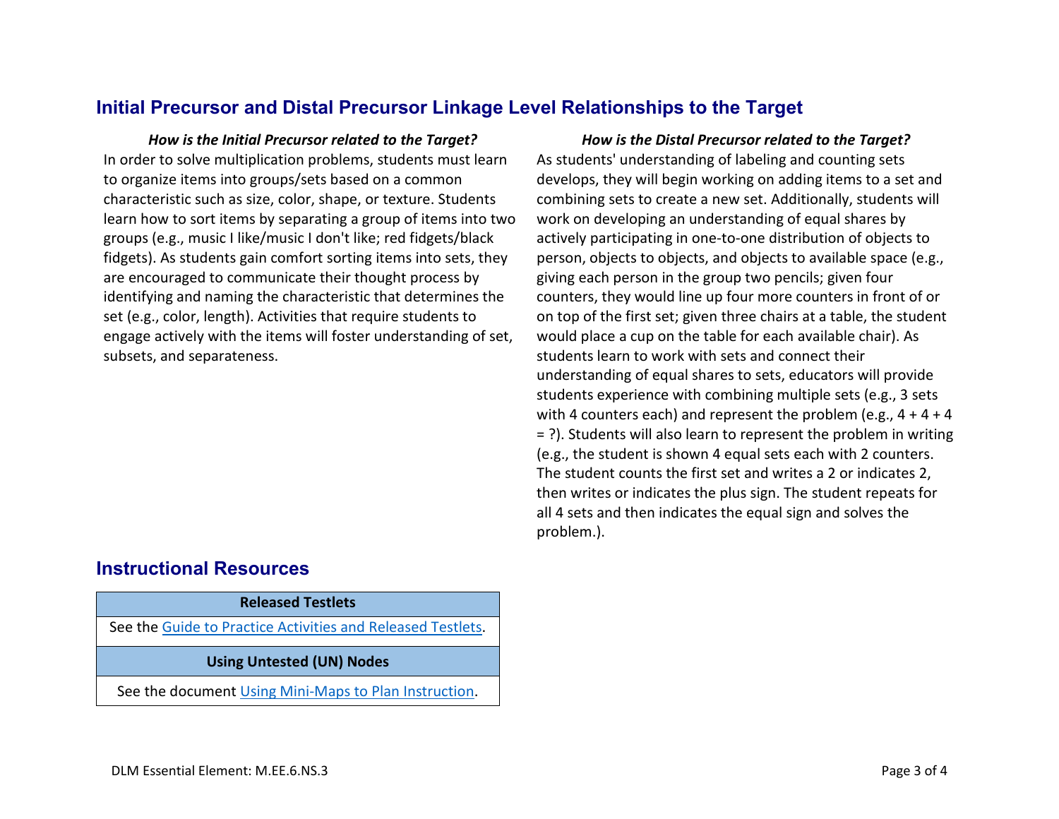## Initial Precursor and Distal Precursor Linkage Level Relationships to the Target

***How is the Initial Precursor related to the Target?***

In order to solve multiplication problems, students must learn to organize items into groups/sets based on a common characteristic such as size, color, shape, or texture. Students learn how to sort items by separating a group of items into two groups (e.g., music I like/music I don't like; red fidgets/black fidgets). As students gain comfort sorting items into sets, they are encouraged to communicate their thought process by identifying and naming the characteristic that determines the set (e.g., color, length). Activities that require students to engage actively with the items will foster understanding of set, subsets, and separateness.

***How is the Distal Precursor related to the Target?***

As students' understanding of labeling and counting sets develops, they will begin working on adding items to a set and combining sets to create a new set. Additionally, students will work on developing an understanding of equal shares by actively participating in one-to-one distribution of objects to person, objects to objects, and objects to available space (e.g., giving each person in the group two pencils; given four counters, they would line up four more counters in front of or on top of the first set; given three chairs at a table, the student would place a cup on the table for each available chair). As students learn to work with sets and connect their understanding of equal shares to sets, educators will provide students experience with combining multiple sets (e.g., 3 sets with 4 counters each) and represent the problem (e.g., 4 + 4 + 4 = ?). Students will also learn to represent the problem in writing (e.g., the student is shown 4 equal sets each with 2 counters. The student counts the first set and writes a 2 or indicates 2, then writes or indicates the plus sign. The student repeats for all 4 sets and then indicates the equal sign and solves the problem.).

## Instructional Resources

| Released Testlets |
|---|
| See the Guide to Practice Activities and Released Testlets. |
| **Using Untested (UN) Nodes** |
| See the document Using Mini-Maps to Plan Instruction. |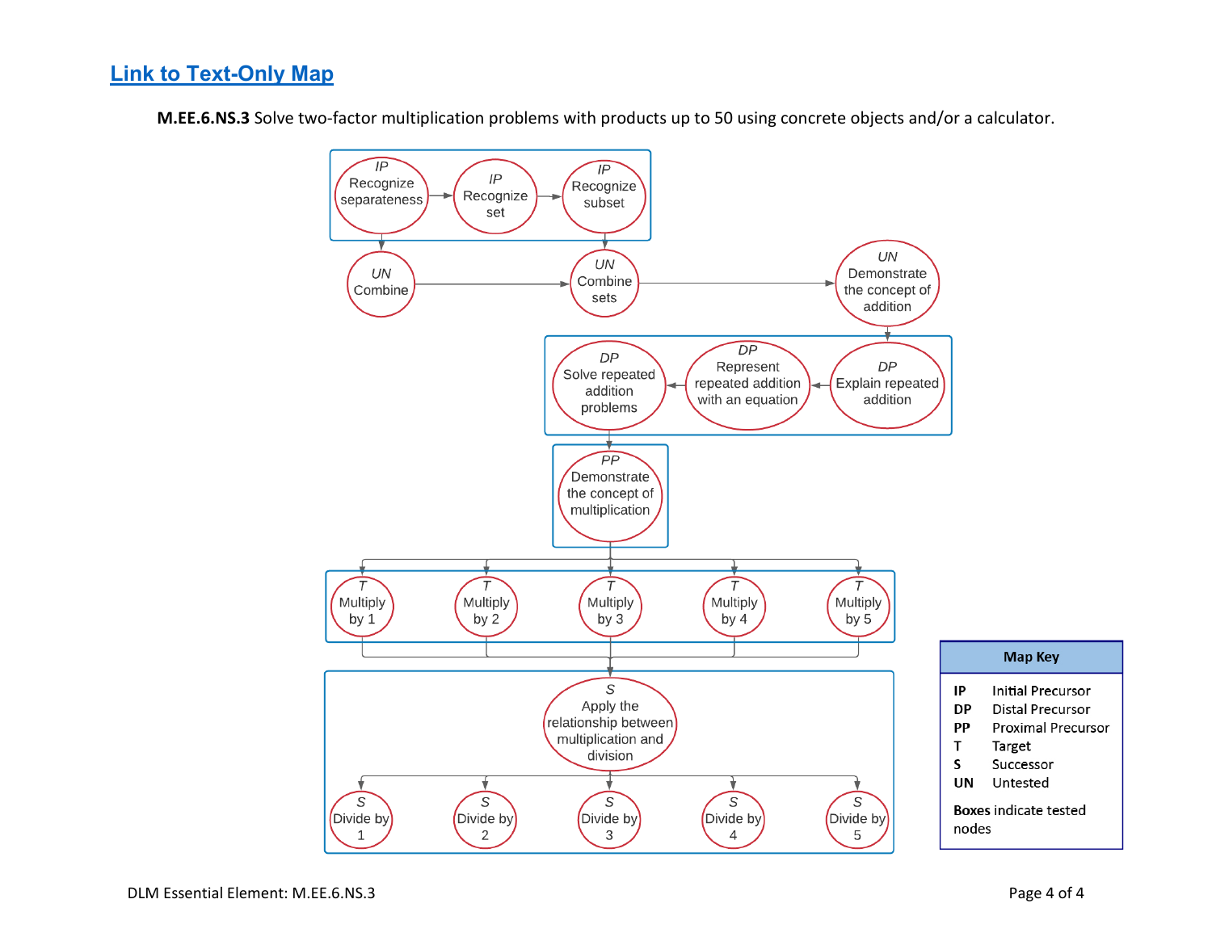[Link to Text-Only Map]

**M.EE.6.NS.3** Solve two-factor multiplication problems with products up to 50 using concrete objects and/or a calculator.

IP Recognize separateness

IP Recognize set

IP Recognize subset

UN Combine

UN Combine sets

UN Demonstrate the concept of addition

DP Solve repeated addition problems

DP Represent repeated addition with an equation

DP Explain repeated addition

PP Demonstrate the concept of multiplication

T Multiply by 1

T Multiply by 2

T Multiply by 3

T Multiply by 4

T Multiply by 5

S Apply the relationship between multiplication and division

S Divide by 1

S Divide by 2

S Divide by 3

S Divide by 4

S Divide by 5

**Map Key**

| | |
|---|---|
| **IP** | Initial Precursor |
| **DP** | Distal Precursor |
| **PP** | Proximal Precursor |
| **T** | Target |
| **S** | Successor |
| **UN** | Untested |

**Boxes** indicate tested nodes

DLM Essential Element: M.EE.6.NS.3